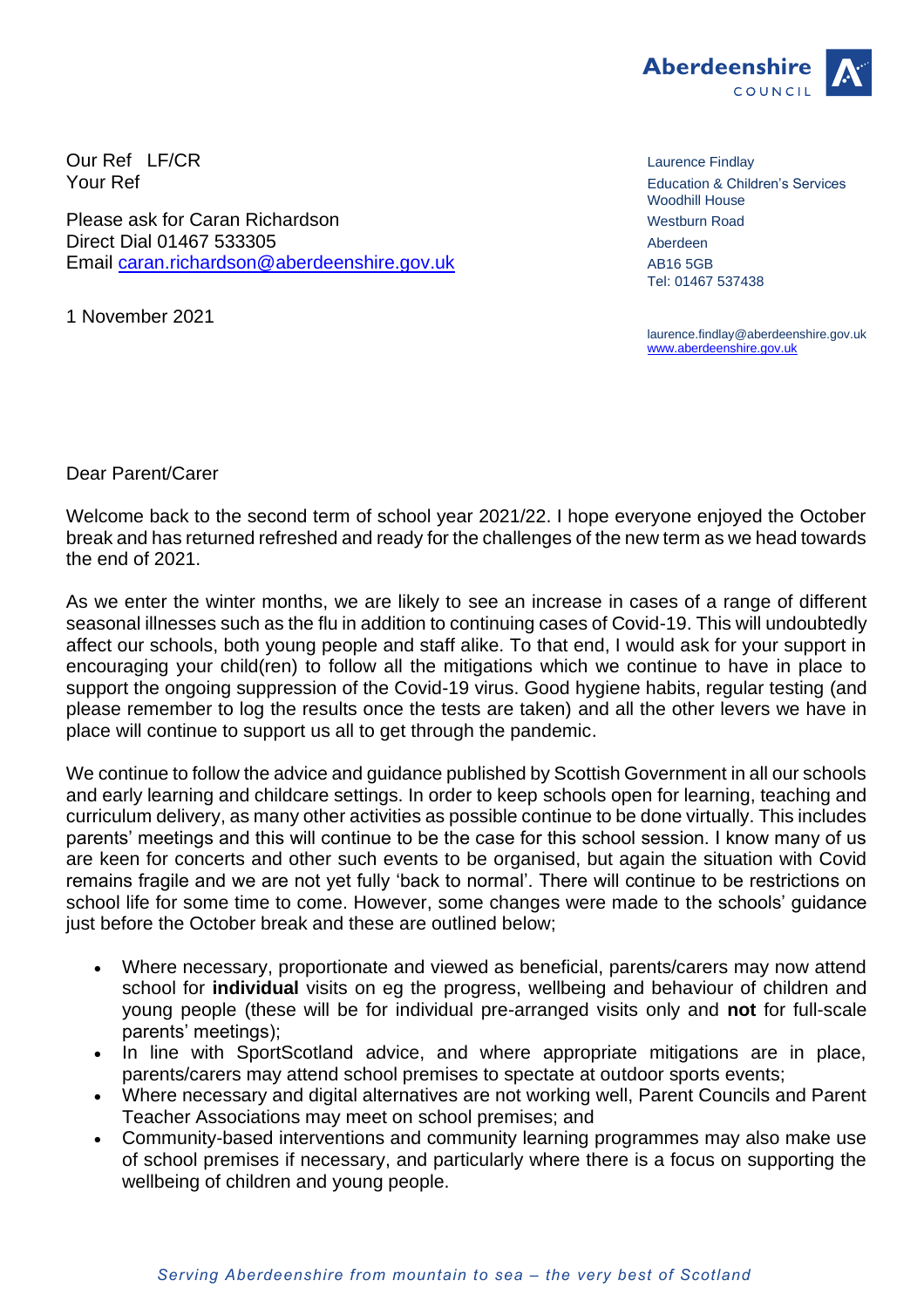Aberdeenshire
COUNCIL

Our Ref LF/CR
Your Ref

Please ask for Caran Richardson
Direct Dial 01467 533305
Email caran.richardson@aberdeenshire.gov.uk

1 November 2021

Laurence Findlay
Education & Children's Services
Woodhill House
Westburn Road
Aberdeen
AB16 5GB
Tel: 01467 537438

laurence.findlay@aberdeenshire.gov.uk
www.aberdeenshire.gov.uk

Dear Parent/Carer

Welcome back to the second term of school year 2021/22. I hope everyone enjoyed the October break and has returned refreshed and ready for the challenges of the new term as we head towards the end of 2021.

As we enter the winter months, we are likely to see an increase in cases of a range of different seasonal illnesses such as the flu in addition to continuing cases of Covid-19. This will undoubtedly affect our schools, both young people and staff alike. To that end, I would ask for your support in encouraging your child(ren) to follow all the mitigations which we continue to have in place to support the ongoing suppression of the Covid-19 virus. Good hygiene habits, regular testing (and please remember to log the results once the tests are taken) and all the other levers we have in place will continue to support us all to get through the pandemic.

We continue to follow the advice and guidance published by Scottish Government in all our schools and early learning and childcare settings. In order to keep schools open for learning, teaching and curriculum delivery, as many other activities as possible continue to be done virtually. This includes parents' meetings and this will continue to be the case for this school session. I know many of us are keen for concerts and other such events to be organised, but again the situation with Covid remains fragile and we are not yet fully 'back to normal'. There will continue to be restrictions on school life for some time to come. However, some changes were made to the schools' guidance just before the October break and these are outlined below;

- Where necessary, proportionate and viewed as beneficial, parents/carers may now attend school for **individual** visits on eg the progress, wellbeing and behaviour of children and young people (these will be for individual pre-arranged visits only and **not** for full-scale parents' meetings);
- In line with SportScotland advice, and where appropriate mitigations are in place, parents/carers may attend school premises to spectate at outdoor sports events;
- Where necessary and digital alternatives are not working well, Parent Councils and Parent Teacher Associations may meet on school premises; and
- Community-based interventions and community learning programmes may also make use of school premises if necessary, and particularly where there is a focus on supporting the wellbeing of children and young people.

*Serving Aberdeenshire from mountain to sea – the very best of Scotland*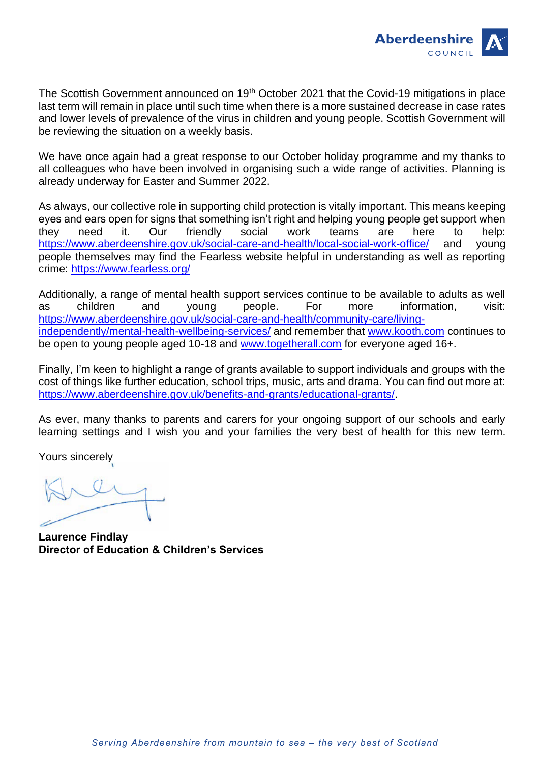The Scottish Government announced on 19th October 2021 that the Covid-19 mitigations in place last term will remain in place until such time when there is a more sustained decrease in case rates and lower levels of prevalence of the virus in children and young people. Scottish Government will be reviewing the situation on a weekly basis.

We have once again had a great response to our October holiday programme and my thanks to all colleagues who have been involved in organising such a wide range of activities. Planning is already underway for Easter and Summer 2022.

As always, our collective role in supporting child protection is vitally important. This means keeping eyes and ears open for signs that something isn't right and helping young people get support when they need it. Our friendly social work teams are here to help: https://www.aberdeenshire.gov.uk/social-care-and-health/local-social-work-office/ and young people themselves may find the Fearless website helpful in understanding as well as reporting crime: https://www.fearless.org/

Additionally, a range of mental health support services continue to be available to adults as well as children and young people. For more information, visit: https://www.aberdeenshire.gov.uk/social-care-and-health/community-care/living-independently/mental-health-wellbeing-services/ and remember that www.kooth.com continues to be open to young people aged 10-18 and www.togetherall.com for everyone aged 16+.

Finally, I'm keen to highlight a range of grants available to support individuals and groups with the cost of things like further education, school trips, music, arts and drama. You can find out more at: https://www.aberdeenshire.gov.uk/benefits-and-grants/educational-grants/.

As ever, many thanks to parents and carers for your ongoing support of our schools and early learning settings and I wish you and your families the very best of health for this new term.

Yours sincerely

**Laurence Findlay**
**Director of Education & Children's Services**